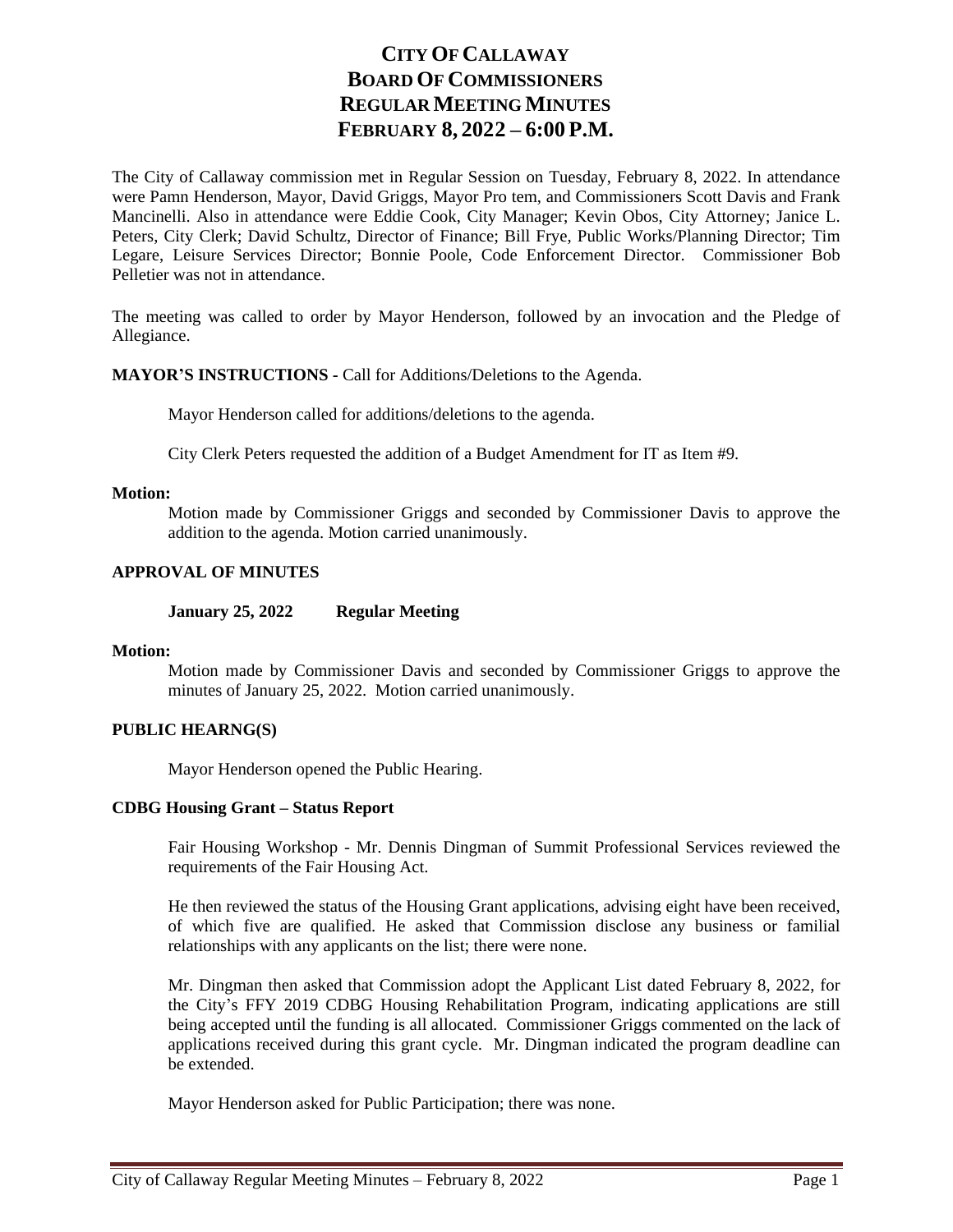# CITY OF CALLAWAY
# BOARD OF COMMISSIONERS
# REGULAR MEETING MINUTES
# FEBRUARY 8, 2022 – 6:00 P.M.

The City of Callaway commission met in Regular Session on Tuesday, February 8, 2022. In attendance were Pamn Henderson, Mayor, David Griggs, Mayor Pro tem, and Commissioners Scott Davis and Frank Mancinelli. Also in attendance were Eddie Cook, City Manager; Kevin Obos, City Attorney; Janice L. Peters, City Clerk; David Schultz, Director of Finance; Bill Frye, Public Works/Planning Director; Tim Legare, Leisure Services Director; Bonnie Poole, Code Enforcement Director. Commissioner Bob Pelletier was not in attendance.

The meeting was called to order by Mayor Henderson, followed by an invocation and the Pledge of Allegiance.

**MAYOR'S INSTRUCTIONS -** Call for Additions/Deletions to the Agenda.

Mayor Henderson called for additions/deletions to the agenda.

City Clerk Peters requested the addition of a Budget Amendment for IT as Item #9.

**Motion:**

Motion made by Commissioner Griggs and seconded by Commissioner Davis to approve the addition to the agenda. Motion carried unanimously.

**APPROVAL OF MINUTES**

**January 25, 2022 Regular Meeting**

**Motion:**

Motion made by Commissioner Davis and seconded by Commissioner Griggs to approve the minutes of January 25, 2022. Motion carried unanimously.

**PUBLIC HEARNG(S)**

Mayor Henderson opened the Public Hearing.

**CDBG Housing Grant – Status Report**

Fair Housing Workshop - Mr. Dennis Dingman of Summit Professional Services reviewed the requirements of the Fair Housing Act.

He then reviewed the status of the Housing Grant applications, advising eight have been received, of which five are qualified. He asked that Commission disclose any business or familial relationships with any applicants on the list; there were none.

Mr. Dingman then asked that Commission adopt the Applicant List dated February 8, 2022, for the City's FFY 2019 CDBG Housing Rehabilitation Program, indicating applications are still being accepted until the funding is all allocated. Commissioner Griggs commented on the lack of applications received during this grant cycle. Mr. Dingman indicated the program deadline can be extended.

Mayor Henderson asked for Public Participation; there was none.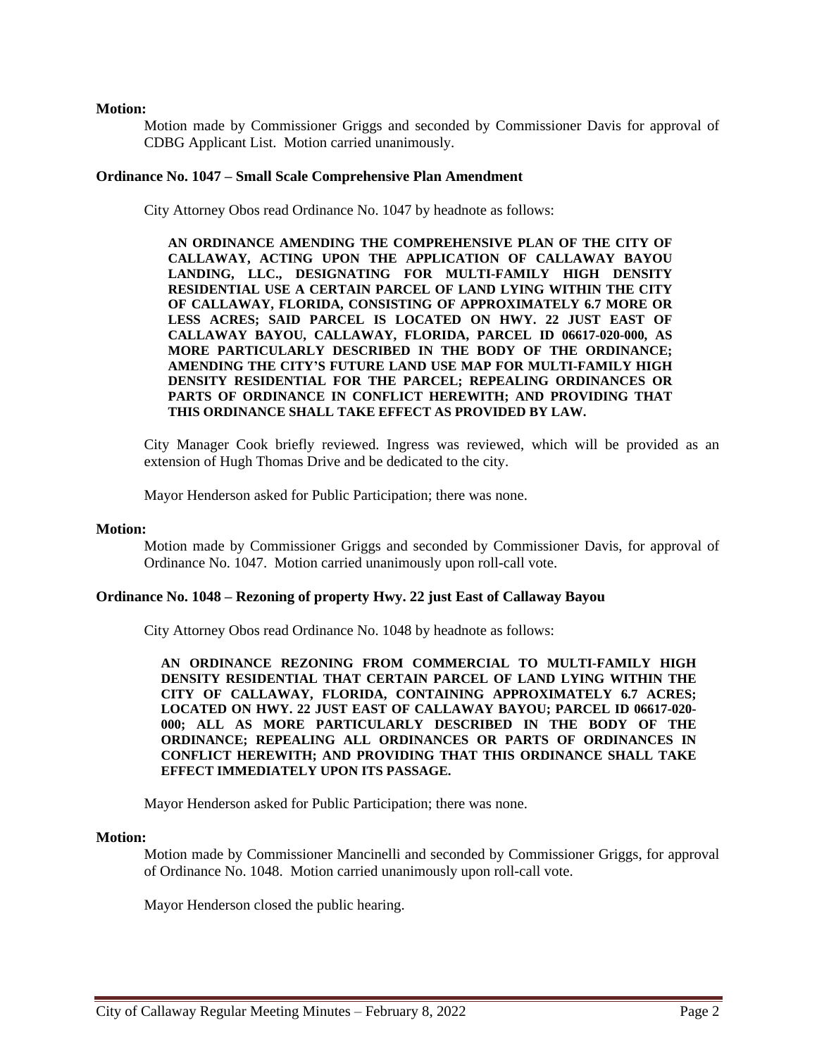**Motion:**

Motion made by Commissioner Griggs and seconded by Commissioner Davis for approval of CDBG Applicant List. Motion carried unanimously.

**Ordinance No. 1047 – Small Scale Comprehensive Plan Amendment**

City Attorney Obos read Ordinance No. 1047 by headnote as follows:

> **AN ORDINANCE AMENDING THE COMPREHENSIVE PLAN OF THE CITY OF CALLAWAY, ACTING UPON THE APPLICATION OF CALLAWAY BAYOU LANDING, LLC., DESIGNATING FOR MULTI-FAMILY HIGH DENSITY RESIDENTIAL USE A CERTAIN PARCEL OF LAND LYING WITHIN THE CITY OF CALLAWAY, FLORIDA, CONSISTING OF APPROXIMATELY 6.7 MORE OR LESS ACRES; SAID PARCEL IS LOCATED ON HWY. 22 JUST EAST OF CALLAWAY BAYOU, CALLAWAY, FLORIDA, PARCEL ID 06617-020-000, AS MORE PARTICULARLY DESCRIBED IN THE BODY OF THE ORDINANCE; AMENDING THE CITY'S FUTURE LAND USE MAP FOR MULTI-FAMILY HIGH DENSITY RESIDENTIAL FOR THE PARCEL; REPEALING ORDINANCES OR PARTS OF ORDINANCE IN CONFLICT HEREWITH; AND PROVIDING THAT THIS ORDINANCE SHALL TAKE EFFECT AS PROVIDED BY LAW.**

City Manager Cook briefly reviewed. Ingress was reviewed, which will be provided as an extension of Hugh Thomas Drive and be dedicated to the city.

Mayor Henderson asked for Public Participation; there was none.

**Motion:**

Motion made by Commissioner Griggs and seconded by Commissioner Davis, for approval of Ordinance No. 1047. Motion carried unanimously upon roll-call vote.

**Ordinance No. 1048 – Rezoning of property Hwy. 22 just East of Callaway Bayou**

City Attorney Obos read Ordinance No. 1048 by headnote as follows:

> **AN ORDINANCE REZONING FROM COMMERCIAL TO MULTI-FAMILY HIGH DENSITY RESIDENTIAL THAT CERTAIN PARCEL OF LAND LYING WITHIN THE CITY OF CALLAWAY, FLORIDA, CONTAINING APPROXIMATELY 6.7 ACRES; LOCATED ON HWY. 22 JUST EAST OF CALLAWAY BAYOU; PARCEL ID 06617-020-000; ALL AS MORE PARTICULARLY DESCRIBED IN THE BODY OF THE ORDINANCE; REPEALING ALL ORDINANCES OR PARTS OF ORDINANCES IN CONFLICT HEREWITH; AND PROVIDING THAT THIS ORDINANCE SHALL TAKE EFFECT IMMEDIATELY UPON ITS PASSAGE.**

Mayor Henderson asked for Public Participation; there was none.

**Motion:**

Motion made by Commissioner Mancinelli and seconded by Commissioner Griggs, for approval of Ordinance No. 1048. Motion carried unanimously upon roll-call vote.

Mayor Henderson closed the public hearing.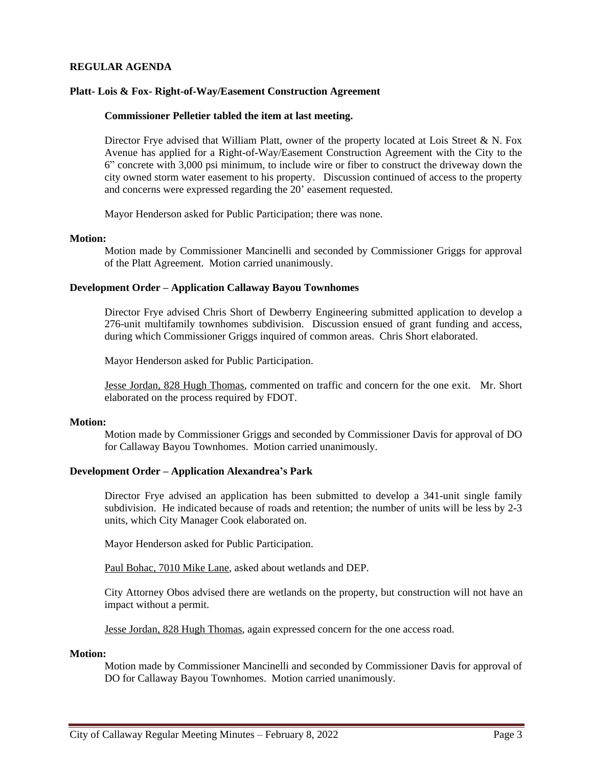**REGULAR AGENDA**

**Platt- Lois & Fox- Right-of-Way/Easement Construction Agreement**

**Commissioner Pelletier tabled the item at last meeting.**

Director Frye advised that William Platt, owner of the property located at Lois Street & N. Fox Avenue has applied for a Right-of-Way/Easement Construction Agreement with the City to the 6” concrete with 3,000 psi minimum, to include wire or fiber to construct the driveway down the city owned storm water easement to his property. Discussion continued of access to the property and concerns were expressed regarding the 20’ easement requested.

Mayor Henderson asked for Public Participation; there was none.

**Motion:**

Motion made by Commissioner Mancinelli and seconded by Commissioner Griggs for approval of the Platt Agreement. Motion carried unanimously.

**Development Order – Application Callaway Bayou Townhomes**

Director Frye advised Chris Short of Dewberry Engineering submitted application to develop a 276-unit multifamily townhomes subdivision. Discussion ensued of grant funding and access, during which Commissioner Griggs inquired of common areas. Chris Short elaborated.

Mayor Henderson asked for Public Participation.

Jesse Jordan, 828 Hugh Thomas, commented on traffic and concern for the one exit. Mr. Short elaborated on the process required by FDOT.

**Motion:**

Motion made by Commissioner Griggs and seconded by Commissioner Davis for approval of DO for Callaway Bayou Townhomes. Motion carried unanimously.

**Development Order – Application Alexandrea’s Park**

Director Frye advised an application has been submitted to develop a 341-unit single family subdivision. He indicated because of roads and retention; the number of units will be less by 2-3 units, which City Manager Cook elaborated on.

Mayor Henderson asked for Public Participation.

Paul Bohac, 7010 Mike Lane, asked about wetlands and DEP.

City Attorney Obos advised there are wetlands on the property, but construction will not have an impact without a permit.

Jesse Jordan, 828 Hugh Thomas, again expressed concern for the one access road.

**Motion:**

Motion made by Commissioner Mancinelli and seconded by Commissioner Davis for approval of DO for Callaway Bayou Townhomes. Motion carried unanimously.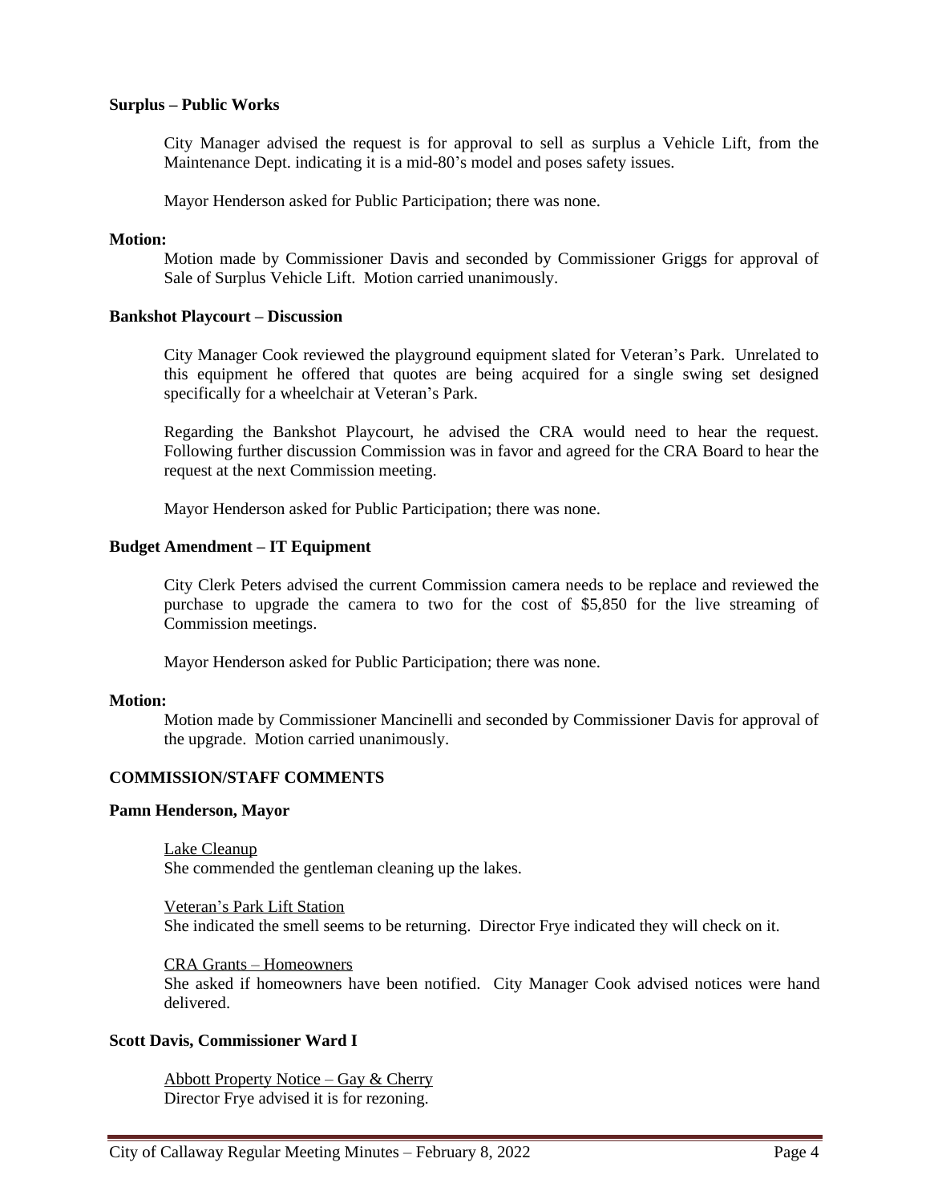**Surplus – Public Works**

City Manager advised the request is for approval to sell as surplus a Vehicle Lift, from the Maintenance Dept. indicating it is a mid-80's model and poses safety issues.

Mayor Henderson asked for Public Participation; there was none.

**Motion:**

Motion made by Commissioner Davis and seconded by Commissioner Griggs for approval of Sale of Surplus Vehicle Lift. Motion carried unanimously.

**Bankshot Playcourt – Discussion**

City Manager Cook reviewed the playground equipment slated for Veteran's Park. Unrelated to this equipment he offered that quotes are being acquired for a single swing set designed specifically for a wheelchair at Veteran's Park.

Regarding the Bankshot Playcourt, he advised the CRA would need to hear the request. Following further discussion Commission was in favor and agreed for the CRA Board to hear the request at the next Commission meeting.

Mayor Henderson asked for Public Participation; there was none.

**Budget Amendment – IT Equipment**

City Clerk Peters advised the current Commission camera needs to be replace and reviewed the purchase to upgrade the camera to two for the cost of $5,850 for the live streaming of Commission meetings.

Mayor Henderson asked for Public Participation; there was none.

**Motion:**

Motion made by Commissioner Mancinelli and seconded by Commissioner Davis for approval of the upgrade. Motion carried unanimously.

**COMMISSION/STAFF COMMENTS**

**Pamn Henderson, Mayor**

Lake Cleanup
She commended the gentleman cleaning up the lakes.

Veteran's Park Lift Station
She indicated the smell seems to be returning. Director Frye indicated they will check on it.

CRA Grants – Homeowners
She asked if homeowners have been notified. City Manager Cook advised notices were hand delivered.

**Scott Davis, Commissioner Ward I**

Abbott Property Notice – Gay & Cherry
Director Frye advised it is for rezoning.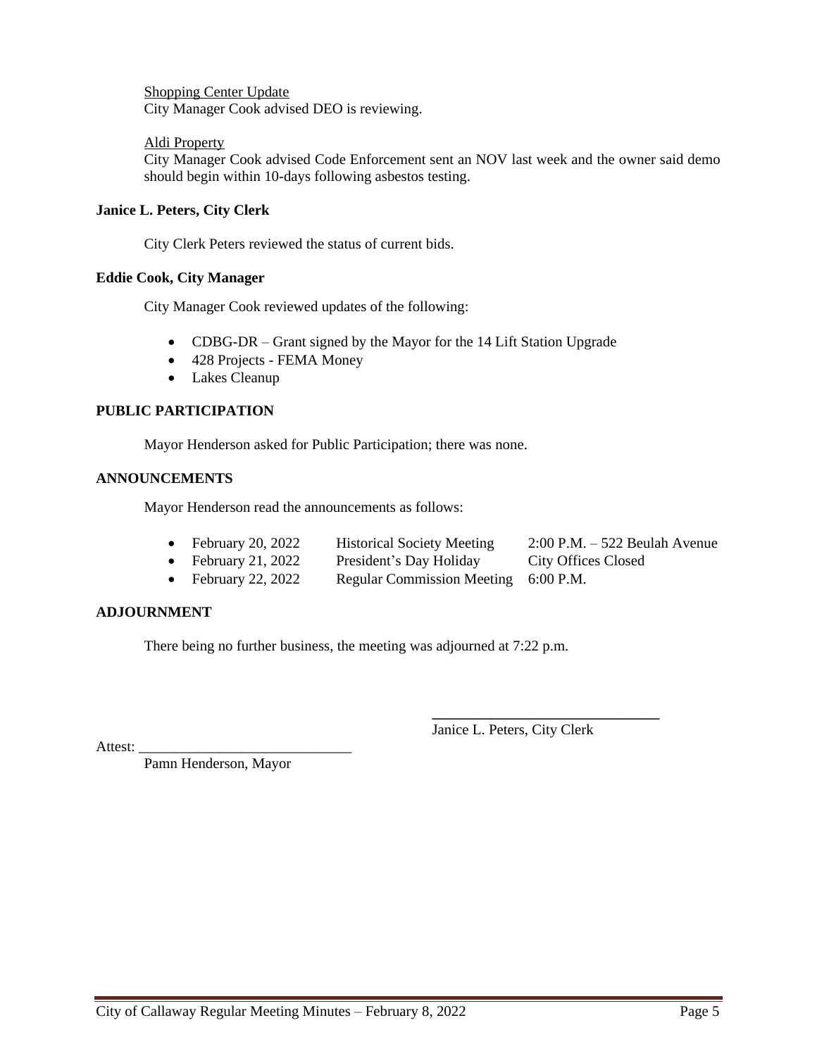Shopping Center Update
City Manager Cook advised DEO is reviewing.

Aldi Property
City Manager Cook advised Code Enforcement sent an NOV last week and the owner said demo should begin within 10-days following asbestos testing.

**Janice L. Peters, City Clerk**

City Clerk Peters reviewed the status of current bids.

**Eddie Cook, City Manager**

City Manager Cook reviewed updates of the following:

- CDBG-DR – Grant signed by the Mayor for the 14 Lift Station Upgrade
- 428 Projects - FEMA Money
- Lakes Cleanup

**PUBLIC PARTICIPATION**

Mayor Henderson asked for Public Participation; there was none.

**ANNOUNCEMENTS**

Mayor Henderson read the announcements as follows:

| | | |
|---|---|---|
| February 20, 2022 | Historical Society Meeting | 2:00 P.M. – 522 Beulah Avenue |
| February 21, 2022 | President's Day Holiday | City Offices Closed |
| February 22, 2022 | Regular Commission Meeting | 6:00 P.M. |

**ADJOURNMENT**

There being no further business, the meeting was adjourned at 7:22 p.m.

\_\_\_\_\_\_\_\_\_\_\_\_\_\_\_\_\_\_\_\_\_\_\_\_\_\_\_\_\_\_
Janice L. Peters, City Clerk

Attest: \_\_\_\_\_\_\_\_\_\_\_\_\_\_\_\_\_\_\_\_\_\_\_\_\_\_\_\_\_\_
Pamn Henderson, Mayor